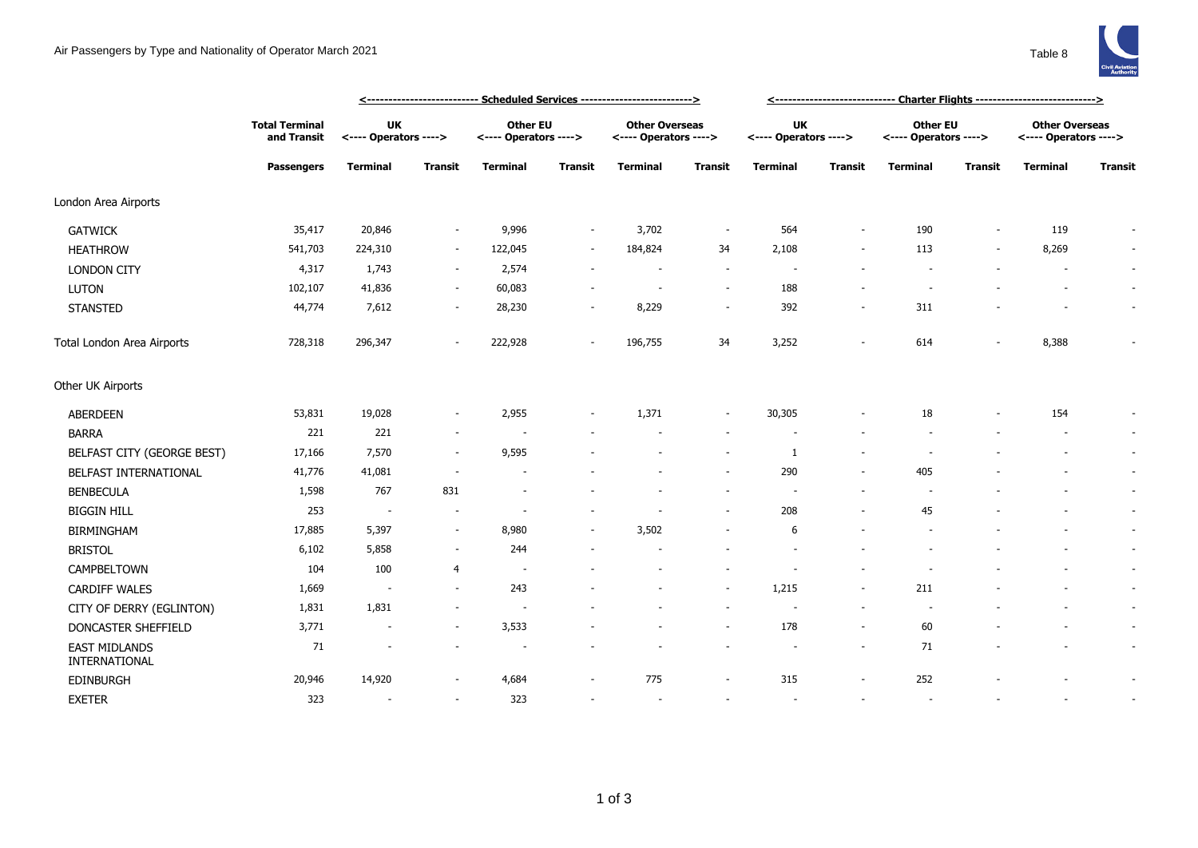Air Passengers by Type and Nationality of Operator March 2021

Table 8

| | Total Terminal and Transit | Scheduled Services | | | | | | Charter Flights | | | | | |
|---|---|---|---|---|---|---|---|---|---|---|---|---|---|
| | | UK <---- Operators ----> | | Other EU <---- Operators ----> | | Other Overseas <---- Operators ----> | | UK <---- Operators ----> | | Other EU <---- Operators ----> | | Other Overseas <---- Operators ----> | |
| | Passengers | Terminal | Transit | Terminal | Transit | Terminal | Transit | Terminal | Transit | Terminal | Transit | Terminal | Transit |
| London Area Airports | | | | | | | | | | | | | |
| GATWICK | 35,417 | 20,846 | - | 9,996 | - | 3,702 | - | 564 | - | 190 | - | 119 | - |
| HEATHROW | 541,703 | 224,310 | - | 122,045 | - | 184,824 | 34 | 2,108 | - | 113 | - | 8,269 | - |
| LONDON CITY | 4,317 | 1,743 | - | 2,574 | - | - | - | - | - | - | - | - | - |
| LUTON | 102,107 | 41,836 | - | 60,083 | - | - | - | 188 | - | - | - | - | - |
| STANSTED | 44,774 | 7,612 | - | 28,230 | - | 8,229 | - | 392 | - | 311 | - | - | - |
| Total London Area Airports | 728,318 | 296,347 | - | 222,928 | - | 196,755 | 34 | 3,252 | - | 614 | - | 8,388 | - |
| Other UK Airports | | | | | | | | | | | | | |
| ABERDEEN | 53,831 | 19,028 | - | 2,955 | - | 1,371 | - | 30,305 | - | 18 | - | 154 | - |
| BARRA | 221 | 221 | - | - | - | - | - | - | - | - | - | - | - |
| BELFAST CITY (GEORGE BEST) | 17,166 | 7,570 | - | 9,595 | - | - | - | 1 | - | - | - | - | - |
| BELFAST INTERNATIONAL | 41,776 | 41,081 | - | - | - | - | - | 290 | - | 405 | - | - | - |
| BENBECULA | 1,598 | 767 | 831 | - | - | - | - | - | - | - | - | - | - |
| BIGGIN HILL | 253 | - | - | - | - | - | - | 208 | - | 45 | - | - | - |
| BIRMINGHAM | 17,885 | 5,397 | - | 8,980 | - | 3,502 | - | 6 | - | - | - | - | - |
| BRISTOL | 6,102 | 5,858 | - | 244 | - | - | - | - | - | - | - | - | - |
| CAMPBELTOWN | 104 | 100 | 4 | - | - | - | - | - | - | - | - | - | - |
| CARDIFF WALES | 1,669 | - | - | 243 | - | - | - | 1,215 | - | 211 | - | - | - |
| CITY OF DERRY (EGLINTON) | 1,831 | 1,831 | - | - | - | - | - | - | - | - | - | - | - |
| DONCASTER SHEFFIELD | 3,771 | - | - | 3,533 | - | - | - | 178 | - | 60 | - | - | - |
| EAST MIDLANDS INTERNATIONAL | 71 | - | - | - | - | - | - | - | - | 71 | - | - | - |
| EDINBURGH | 20,946 | 14,920 | - | 4,684 | - | 775 | - | 315 | - | 252 | - | - | - |
| EXETER | 323 | - | - | 323 | - | - | - | - | - | - | - | - | - |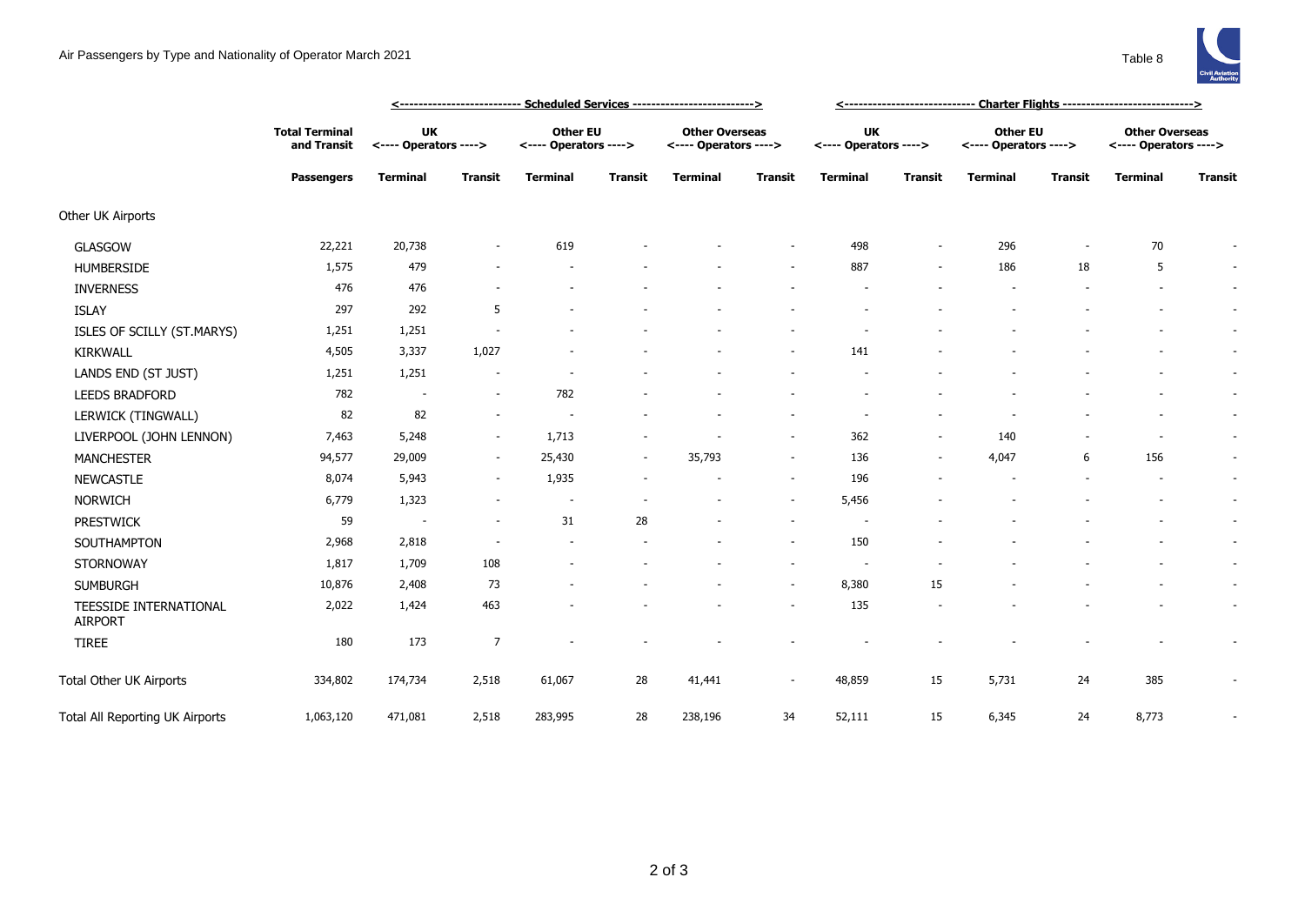Air Passengers by Type and Nationality of Operator March 2021

Table 8

| | Total Terminal and Transit | Scheduled Services | | | | | | Charter Flights | | | | | |
|---|---|---|---|---|---|---|---|---|---|---|---|---|---|
| | | UK <---- Operators ----> | | Other EU <---- Operators ----> | | Other Overseas <---- Operators ----> | | UK <---- Operators ----> | | Other EU <---- Operators ----> | | Other Overseas <---- Operators ----> | |
| | Passengers | Terminal | Transit | Terminal | Transit | Terminal | Transit | Terminal | Transit | Terminal | Transit | Terminal | Transit |
| Other UK Airports | | | | | | | | | | | | | |
| GLASGOW | 22,221 | 20,738 | - | 619 | - | - | - | 498 | - | 296 | - | 70 | - |
| HUMBERSIDE | 1,575 | 479 | - | - | - | - | - | 887 | - | 186 | 18 | 5 | - |
| INVERNESS | 476 | 476 | - | - | - | - | - | - | - | - | - | - | - |
| ISLAY | 297 | 292 | 5 | - | - | - | - | - | - | - | - | - | - |
| ISLES OF SCILLY (ST.MARYS) | 1,251 | 1,251 | - | - | - | - | - | - | - | - | - | - | - |
| KIRKWALL | 4,505 | 3,337 | 1,027 | - | - | - | - | 141 | - | - | - | - | - |
| LANDS END (ST JUST) | 1,251 | 1,251 | - | - | - | - | - | - | - | - | - | - | - |
| LEEDS BRADFORD | 782 | - | - | 782 | - | - | - | - | - | - | - | - | - |
| LERWICK (TINGWALL) | 82 | 82 | - | - | - | - | - | - | - | - | - | - | - |
| LIVERPOOL (JOHN LENNON) | 7,463 | 5,248 | - | 1,713 | - | - | - | 362 | - | 140 | - | - | - |
| MANCHESTER | 94,577 | 29,009 | - | 25,430 | - | 35,793 | - | 136 | - | 4,047 | 6 | 156 | - |
| NEWCASTLE | 8,074 | 5,943 | - | 1,935 | - | - | - | 196 | - | - | - | - | - |
| NORWICH | 6,779 | 1,323 | - | - | - | - | - | 5,456 | - | - | - | - | - |
| PRESTWICK | 59 | - | - | 31 | 28 | - | - | - | - | - | - | - | - |
| SOUTHAMPTON | 2,968 | 2,818 | - | - | - | - | - | 150 | - | - | - | - | - |
| STORNOWAY | 1,817 | 1,709 | 108 | - | - | - | - | - | - | - | - | - | - |
| SUMBURGH | 10,876 | 2,408 | 73 | - | - | - | - | 8,380 | 15 | - | - | - | - |
| TEESSIDE INTERNATIONAL AIRPORT | 2,022 | 1,424 | 463 | - | - | - | - | 135 | - | - | - | - | - |
| TIREE | 180 | 173 | 7 | - | - | - | - | - | - | - | - | - | - |
| Total Other UK Airports | 334,802 | 174,734 | 2,518 | 61,067 | 28 | 41,441 | - | 48,859 | 15 | 5,731 | 24 | 385 | - |
| Total All Reporting UK Airports | 1,063,120 | 471,081 | 2,518 | 283,995 | 28 | 238,196 | 34 | 52,111 | 15 | 6,345 | 24 | 8,773 | - |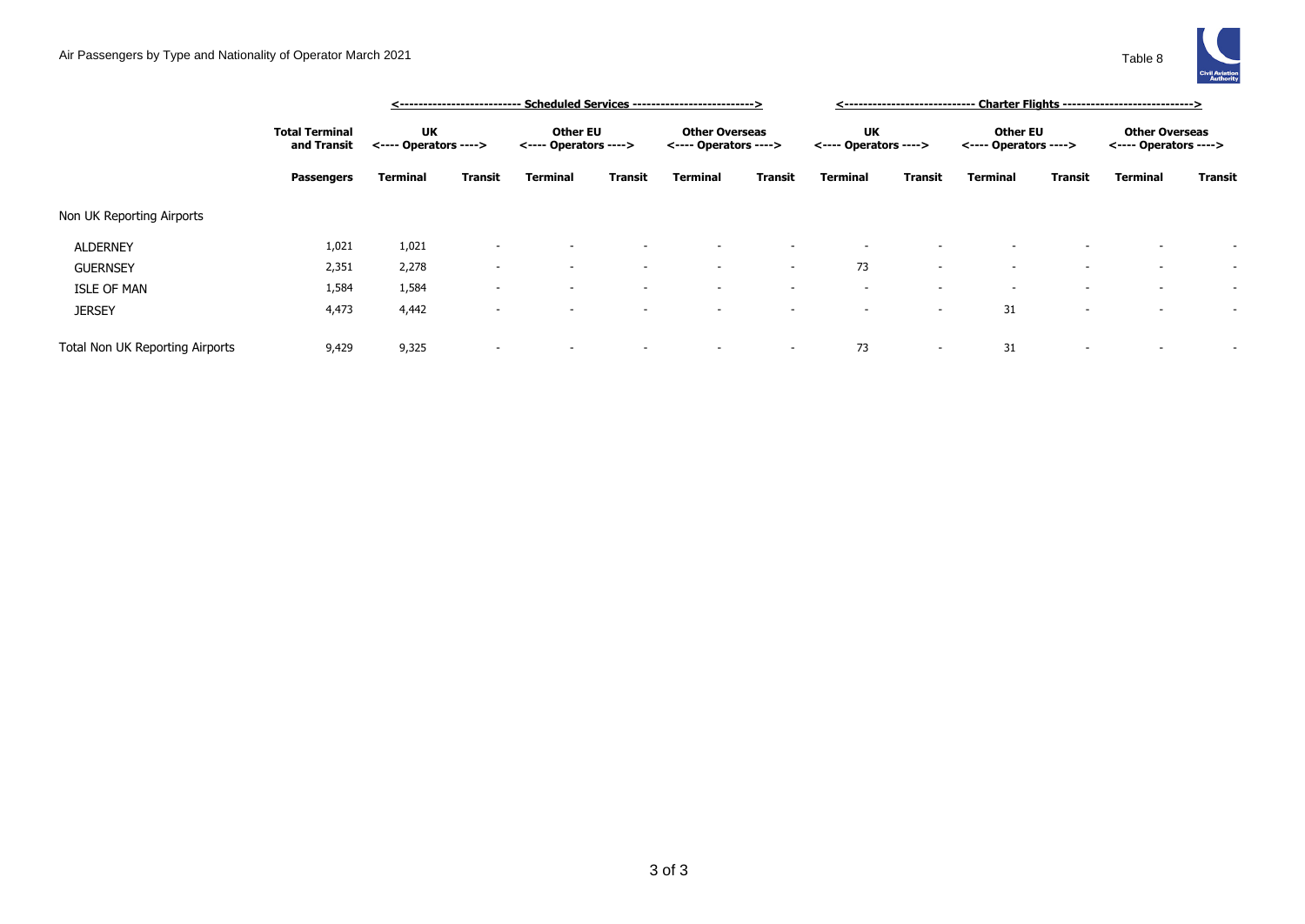Air Passengers by Type and Nationality of Operator March 2021

Table 8

| | Total Terminal and Transit | Scheduled Services | | | | | | Charter Flights | | | | | |
|---|---|---|---|---|---|---|---|---|---|---|---|---|---|
| | | UK Operators | | Other EU Operators | | Other Overseas Operators | | UK Operators | | Other EU Operators | | Other Overseas Operators | |
| | Passengers | Terminal | Transit | Terminal | Transit | Terminal | Transit | Terminal | Transit | Terminal | Transit | Terminal | Transit |
| Non UK Reporting Airports | | | | | | | | | | | | | |
| ALDERNEY | 1,021 | 1,021 | - | - | - | - | - | - | - | - | - | - | - |
| GUERNSEY | 2,351 | 2,278 | - | - | - | - | - | 73 | - | - | - | - | - |
| ISLE OF MAN | 1,584 | 1,584 | - | - | - | - | - | - | - | - | - | - | - |
| JERSEY | 4,473 | 4,442 | - | - | - | - | - | - | - | 31 | - | - | - |
| Total Non UK Reporting Airports | 9,429 | 9,325 | - | - | - | - | - | 73 | - | 31 | - | - | - |